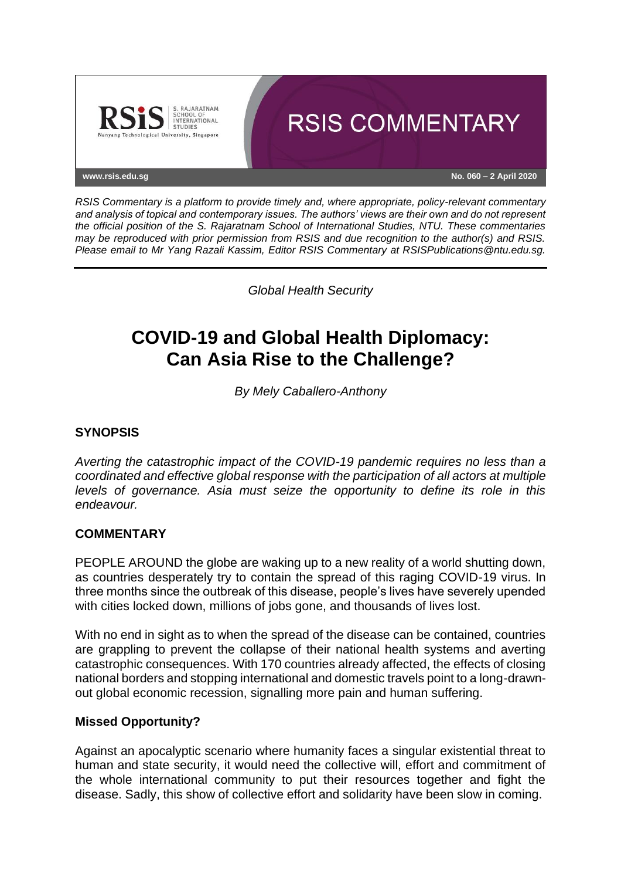# RSIS COMMENTARY

www.rsis.edu.sg

No. 060 – 2 April 2020

*RSIS Commentary is a platform to provide timely and, where appropriate, policy-relevant commentary and analysis of topical and contemporary issues. The authors' views are their own and do not represent the official position of the S. Rajaratnam School of International Studies, NTU. These commentaries may be reproduced with prior permission from RSIS and due recognition to the author(s) and RSIS. Please email to Mr Yang Razali Kassim, Editor RSIS Commentary at RSISPublications@ntu.edu.sg.*

---

*Global Health Security*

# COVID-19 and Global Health Diplomacy: Can Asia Rise to the Challenge?

*By Mely Caballero-Anthony*

## SYNOPSIS

*Averting the catastrophic impact of the COVID-19 pandemic requires no less than a coordinated and effective global response with the participation of all actors at multiple levels of governance. Asia must seize the opportunity to define its role in this endeavour.*

## COMMENTARY

PEOPLE AROUND the globe are waking up to a new reality of a world shutting down, as countries desperately try to contain the spread of this raging COVID-19 virus. In three months since the outbreak of this disease, people's lives have severely upended with cities locked down, millions of jobs gone, and thousands of lives lost.

With no end in sight as to when the spread of the disease can be contained, countries are grappling to prevent the collapse of their national health systems and averting catastrophic consequences. With 170 countries already affected, the effects of closing national borders and stopping international and domestic travels point to a long-drawn-out global economic recession, signalling more pain and human suffering.

### Missed Opportunity?

Against an apocalyptic scenario where humanity faces a singular existential threat to human and state security, it would need the collective will, effort and commitment of the whole international community to put their resources together and fight the disease. Sadly, this show of collective effort and solidarity have been slow in coming.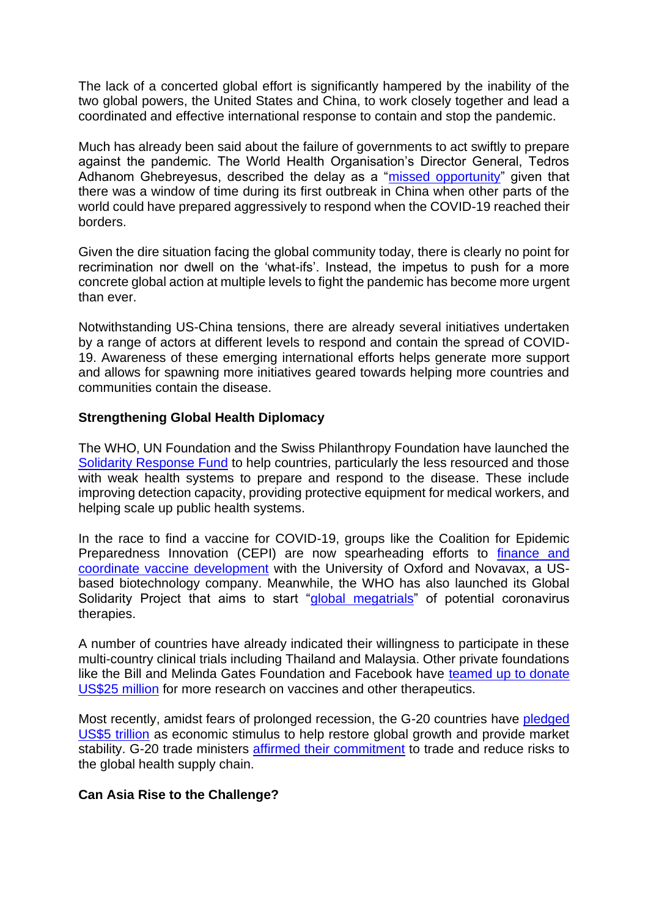The lack of a concerted global effort is significantly hampered by the inability of the two global powers, the United States and China, to work closely together and lead a coordinated and effective international response to contain and stop the pandemic.

Much has already been said about the failure of governments to act swiftly to prepare against the pandemic. The World Health Organisation's Director General, Tedros Adhanom Ghebreyesus, described the delay as a "missed opportunity" given that there was a window of time during its first outbreak in China when other parts of the world could have prepared aggressively to respond when the COVID-19 reached their borders.

Given the dire situation facing the global community today, there is clearly no point for recrimination nor dwell on the 'what-ifs'. Instead, the impetus to push for a more concrete global action at multiple levels to fight the pandemic has become more urgent than ever.

Notwithstanding US-China tensions, there are already several initiatives undertaken by a range of actors at different levels to respond and contain the spread of COVID-19. Awareness of these emerging international efforts helps generate more support and allows for spawning more initiatives geared towards helping more countries and communities contain the disease.

**Strengthening Global Health Diplomacy**

The WHO, UN Foundation and the Swiss Philanthropy Foundation have launched the Solidarity Response Fund to help countries, particularly the less resourced and those with weak health systems to prepare and respond to the disease. These include improving detection capacity, providing protective equipment for medical workers, and helping scale up public health systems.

In the race to find a vaccine for COVID-19, groups like the Coalition for Epidemic Preparedness Innovation (CEPI) are now spearheading efforts to finance and coordinate vaccine development with the University of Oxford and Novavax, a US-based biotechnology company. Meanwhile, the WHO has also launched its Global Solidarity Project that aims to start "global megatrials" of potential coronavirus therapies.

A number of countries have already indicated their willingness to participate in these multi-country clinical trials including Thailand and Malaysia. Other private foundations like the Bill and Melinda Gates Foundation and Facebook have teamed up to donate US$25 million for more research on vaccines and other therapeutics.

Most recently, amidst fears of prolonged recession, the G-20 countries have pledged US$5 trillion as economic stimulus to help restore global growth and provide market stability. G-20 trade ministers affirmed their commitment to trade and reduce risks to the global health supply chain.

**Can Asia Rise to the Challenge?**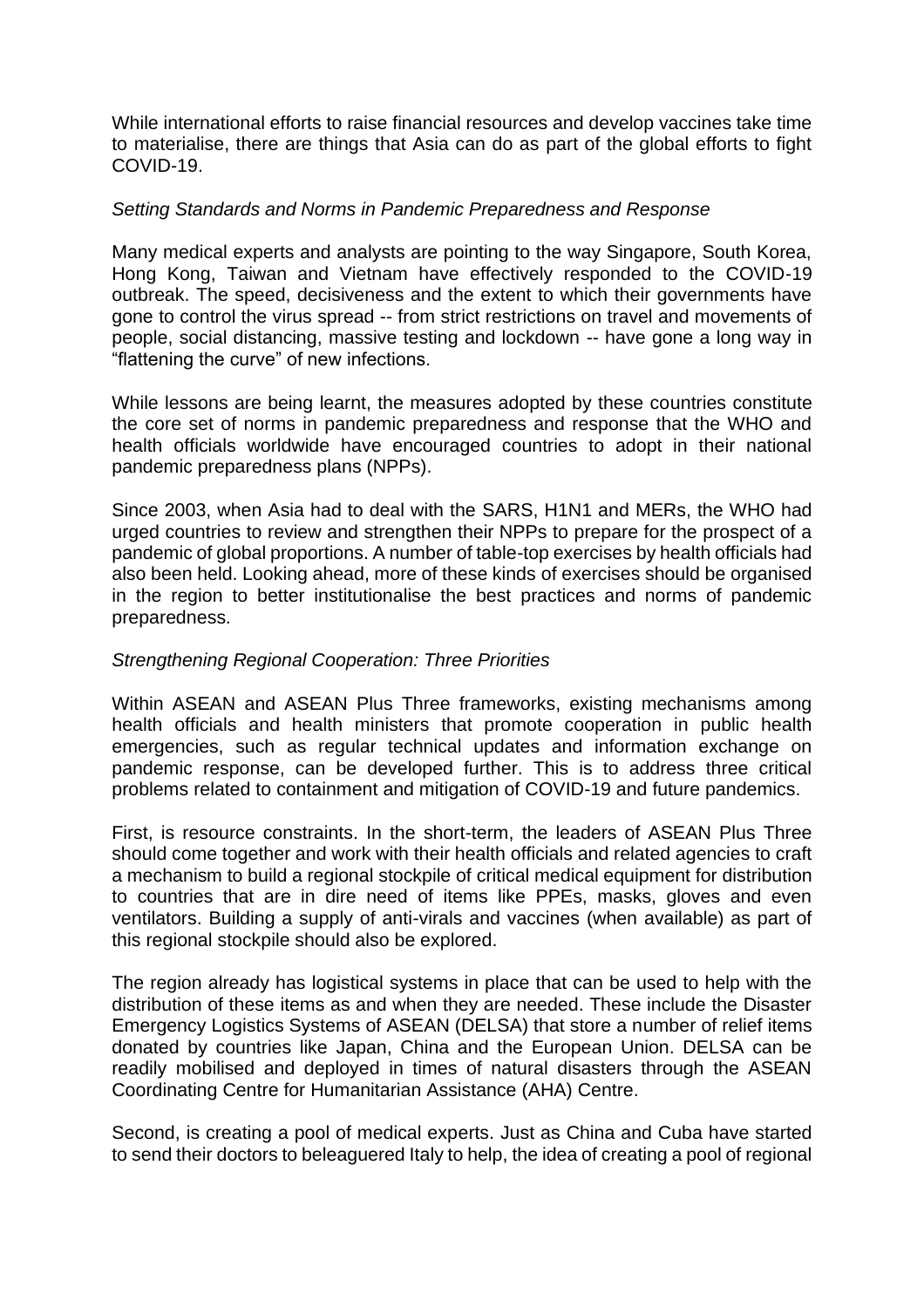While international efforts to raise financial resources and develop vaccines take time to materialise, there are things that Asia can do as part of the global efforts to fight COVID-19.

*Setting Standards and Norms in Pandemic Preparedness and Response*

Many medical experts and analysts are pointing to the way Singapore, South Korea, Hong Kong, Taiwan and Vietnam have effectively responded to the COVID-19 outbreak. The speed, decisiveness and the extent to which their governments have gone to control the virus spread -- from strict restrictions on travel and movements of people, social distancing, massive testing and lockdown -- have gone a long way in "flattening the curve" of new infections.

While lessons are being learnt, the measures adopted by these countries constitute the core set of norms in pandemic preparedness and response that the WHO and health officials worldwide have encouraged countries to adopt in their national pandemic preparedness plans (NPPs).

Since 2003, when Asia had to deal with the SARS, H1N1 and MERs, the WHO had urged countries to review and strengthen their NPPs to prepare for the prospect of a pandemic of global proportions. A number of table-top exercises by health officials had also been held. Looking ahead, more of these kinds of exercises should be organised in the region to better institutionalise the best practices and norms of pandemic preparedness.

*Strengthening Regional Cooperation: Three Priorities*

Within ASEAN and ASEAN Plus Three frameworks, existing mechanisms among health officials and health ministers that promote cooperation in public health emergencies, such as regular technical updates and information exchange on pandemic response, can be developed further. This is to address three critical problems related to containment and mitigation of COVID-19 and future pandemics.

First, is resource constraints. In the short-term, the leaders of ASEAN Plus Three should come together and work with their health officials and related agencies to craft a mechanism to build a regional stockpile of critical medical equipment for distribution to countries that are in dire need of items like PPEs, masks, gloves and even ventilators. Building a supply of anti-virals and vaccines (when available) as part of this regional stockpile should also be explored.

The region already has logistical systems in place that can be used to help with the distribution of these items as and when they are needed. These include the Disaster Emergency Logistics Systems of ASEAN (DELSA) that store a number of relief items donated by countries like Japan, China and the European Union. DELSA can be readily mobilised and deployed in times of natural disasters through the ASEAN Coordinating Centre for Humanitarian Assistance (AHA) Centre.

Second, is creating a pool of medical experts. Just as China and Cuba have started to send their doctors to beleaguered Italy to help, the idea of creating a pool of regional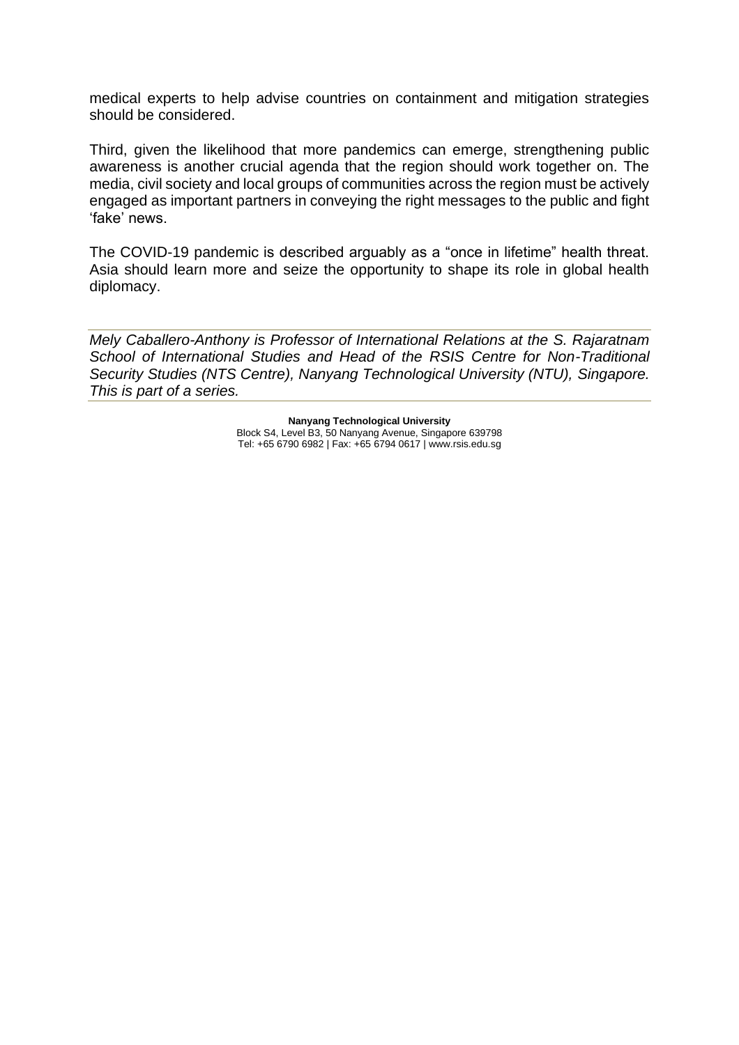medical experts to help advise countries on containment and mitigation strategies should be considered.

Third, given the likelihood that more pandemics can emerge, strengthening public awareness is another crucial agenda that the region should work together on. The media, civil society and local groups of communities across the region must be actively engaged as important partners in conveying the right messages to the public and fight 'fake' news.

The COVID-19 pandemic is described arguably as a "once in lifetime" health threat. Asia should learn more and seize the opportunity to shape its role in global health diplomacy.

---

*Mely Caballero-Anthony is Professor of International Relations at the S. Rajaratnam School of International Studies and Head of the RSIS Centre for Non-Traditional Security Studies (NTS Centre), Nanyang Technological University (NTU), Singapore. This is part of a series.*

---

**Nanyang Technological University**
Block S4, Level B3, 50 Nanyang Avenue, Singapore 639798
Tel: +65 6790 6982 | Fax: +65 6794 0617 | www.rsis.edu.sg